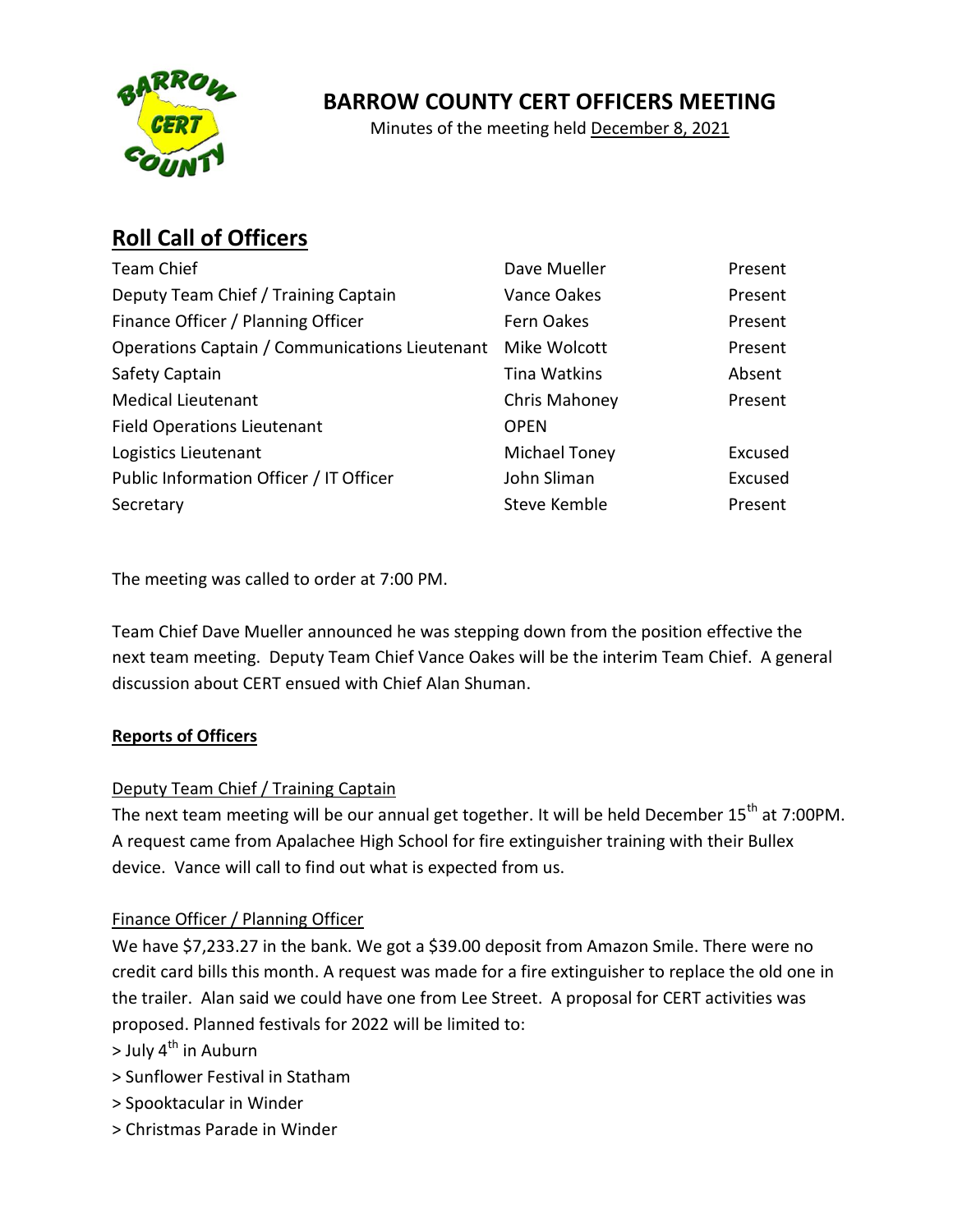# BARROW COUNTY CERT OFFICERS MEETING

Minutes of the meeting held December 8, 2021

## Roll Call of Officers

| | | |
|---|---|---|
| Team Chief | Dave Mueller | Present |
| Deputy Team Chief / Training Captain | Vance Oakes | Present |
| Finance Officer / Planning Officer | Fern Oakes | Present |
| Operations Captain / Communications Lieutenant | Mike Wolcott | Present |
| Safety Captain | Tina Watkins | Absent |
| Medical Lieutenant | Chris Mahoney | Present |
| Field Operations Lieutenant | OPEN | |
| Logistics Lieutenant | Michael Toney | Excused |
| Public Information Officer / IT Officer | John Sliman | Excused |
| Secretary | Steve Kemble | Present |

The meeting was called to order at 7:00 PM.

Team Chief Dave Mueller announced he was stepping down from the position effective the next team meeting. Deputy Team Chief Vance Oakes will be the interim Team Chief. A general discussion about CERT ensued with Chief Alan Shuman.

### Reports of Officers

Deputy Team Chief / Training Captain

The next team meeting will be our annual get together. It will be held December 15th at 7:00PM. A request came from Apalachee High School for fire extinguisher training with their Bullex device. Vance will call to find out what is expected from us.

Finance Officer / Planning Officer

We have $7,233.27 in the bank. We got a $39.00 deposit from Amazon Smile. There were no credit card bills this month. A request was made for a fire extinguisher to replace the old one in the trailer. Alan said we could have one from Lee Street. A proposal for CERT activities was proposed. Planned festivals for 2022 will be limited to:

> July 4th in Auburn

> Sunflower Festival in Statham

> Spooktacular in Winder

> Christmas Parade in Winder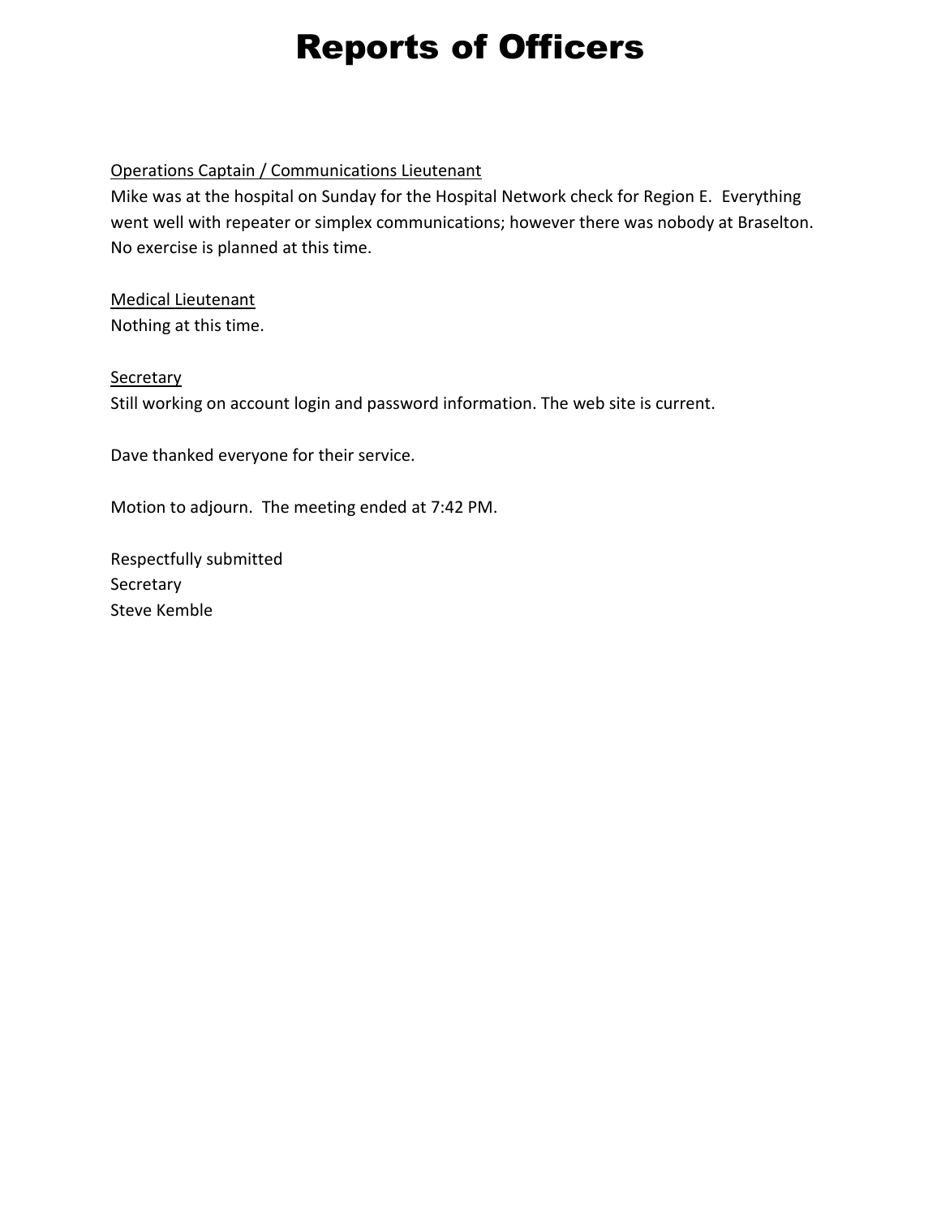# Reports of Officers

Operations Captain / Communications Lieutenant

Mike was at the hospital on Sunday for the Hospital Network check for Region E. Everything went well with repeater or simplex communications; however there was nobody at Braselton. No exercise is planned at this time.

Medical Lieutenant

Nothing at this time.

Secretary

Still working on account login and password information. The web site is current.

Dave thanked everyone for their service.

Motion to adjourn. The meeting ended at 7:42 PM.

Respectfully submitted
Secretary
Steve Kemble